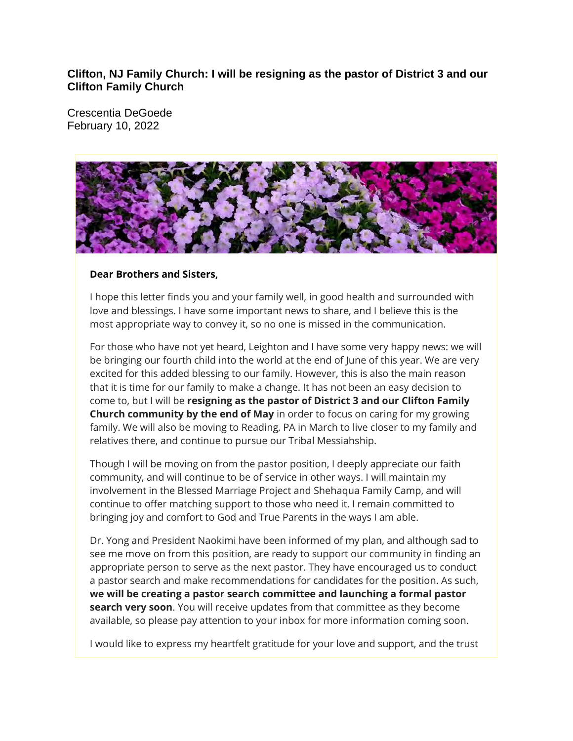# Clifton, NJ Family Church: I will be resigning as the pastor of District 3 and our Clifton Family Church

Crescentia DeGoede
February 10, 2022

**Dear Brothers and Sisters,**

I hope this letter finds you and your family well, in good health and surrounded with love and blessings. I have some important news to share, and I believe this is the most appropriate way to convey it, so no one is missed in the communication.

For those who have not yet heard, Leighton and I have some very happy news: we will be bringing our fourth child into the world at the end of June of this year. We are very excited for this added blessing to our family. However, this is also the main reason that it is time for our family to make a change. It has not been an easy decision to come to, but I will be **resigning as the pastor of District 3 and our Clifton Family Church community by the end of May** in order to focus on caring for my growing family. We will also be moving to Reading, PA in March to live closer to my family and relatives there, and continue to pursue our Tribal Messiahship.

Though I will be moving on from the pastor position, I deeply appreciate our faith community, and will continue to be of service in other ways. I will maintain my involvement in the Blessed Marriage Project and Shehaqua Family Camp, and will continue to offer matching support to those who need it. I remain committed to bringing joy and comfort to God and True Parents in the ways I am able.

Dr. Yong and President Naokimi have been informed of my plan, and although sad to see me move on from this position, are ready to support our community in finding an appropriate person to serve as the next pastor. They have encouraged us to conduct a pastor search and make recommendations for candidates for the position. As such, **we will be creating a pastor search committee and launching a formal pastor search very soon**. You will receive updates from that committee as they become available, so please pay attention to your inbox for more information coming soon.

I would like to express my heartfelt gratitude for your love and support, and the trust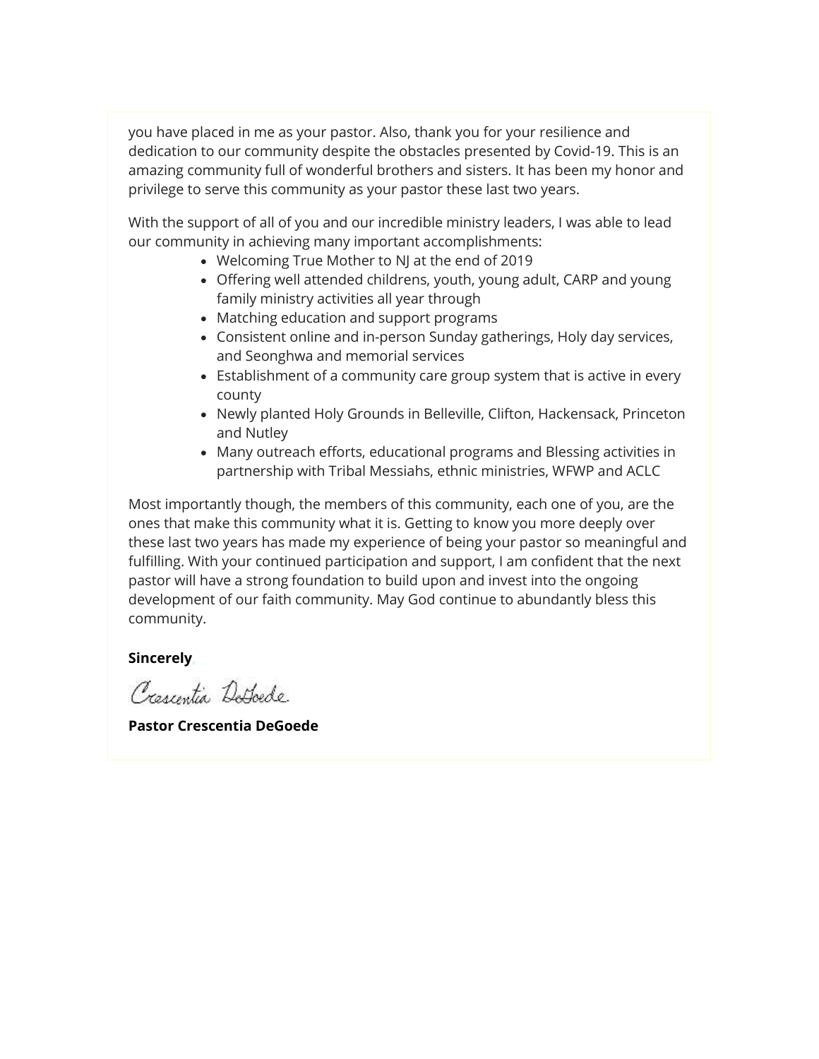you have placed in me as your pastor. Also, thank you for your resilience and dedication to our community despite the obstacles presented by Covid-19. This is an amazing community full of wonderful brothers and sisters. It has been my honor and privilege to serve this community as your pastor these last two years.

With the support of all of you and our incredible ministry leaders, I was able to lead our community in achieving many important accomplishments:

- Welcoming True Mother to NJ at the end of 2019
- Offering well attended childrens, youth, young adult, CARP and young family ministry activities all year through
- Matching education and support programs
- Consistent online and in-person Sunday gatherings, Holy day services, and Seonghwa and memorial services
- Establishment of a community care group system that is active in every county
- Newly planted Holy Grounds in Belleville, Clifton, Hackensack, Princeton and Nutley
- Many outreach efforts, educational programs and Blessing activities in partnership with Tribal Messiahs, ethnic ministries, WFWP and ACLC

Most importantly though, the members of this community, each one of you, are the ones that make this community what it is. Getting to know you more deeply over these last two years has made my experience of being your pastor so meaningful and fulfilling. With your continued participation and support, I am confident that the next pastor will have a strong foundation to build upon and invest into the ongoing development of our faith community. May God continue to abundantly bless this community.

**Sincerely**

Crescentia DeGoede

**Pastor Crescentia DeGoede**